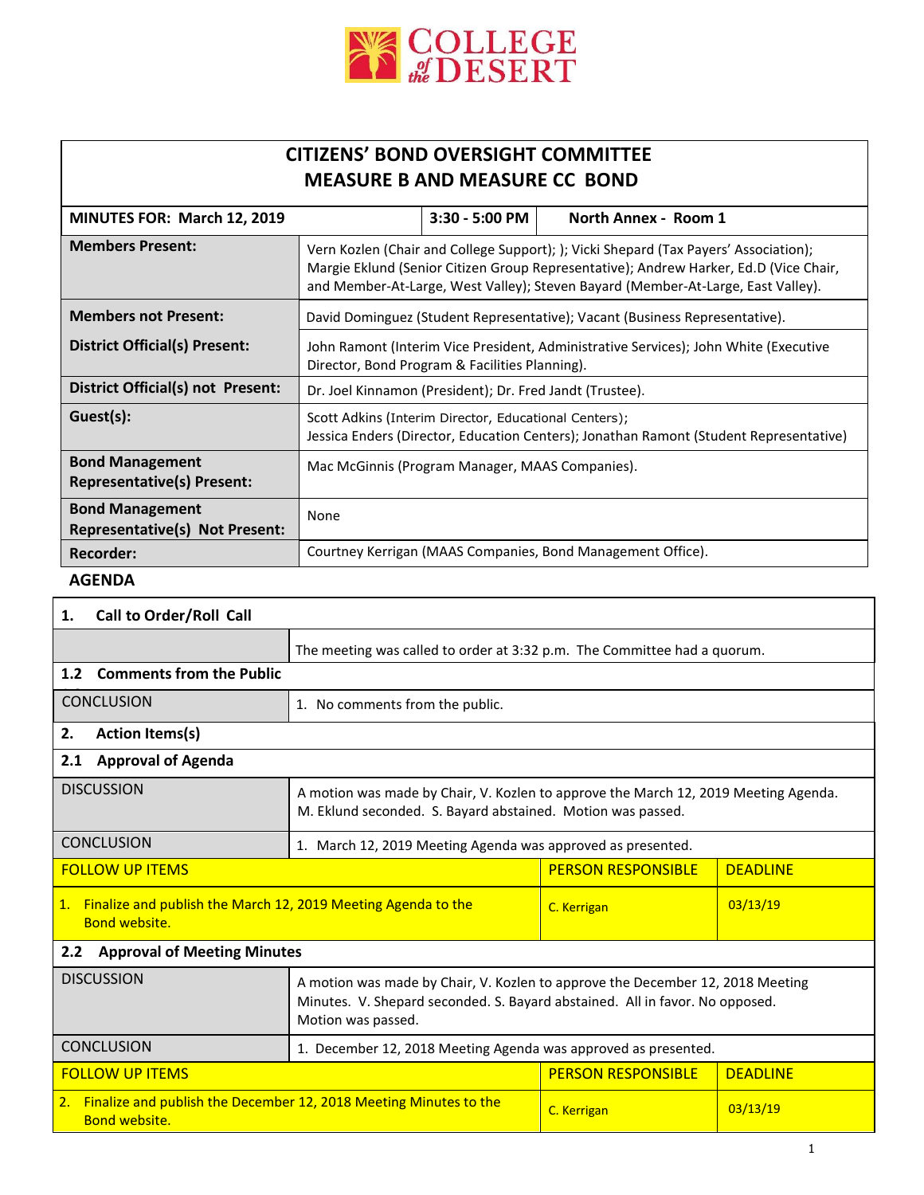COLLEGE of the DESERT

# CITIZENS' BOND OVERSIGHT COMMITTEE
# MEASURE B AND MEASURE CC BOND

| MINUTES FOR: March 12, 2019 | 3:30 - 5:00 PM | North Annex - Room 1 |
|---|---|---|
| **Members Present:** | Vern Kozlen (Chair and College Support); ); Vicki Shepard (Tax Payers' Association); Margie Eklund (Senior Citizen Group Representative); Andrew Harker, Ed.D (Vice Chair, and Member-At-Large, West Valley); Steven Bayard (Member-At-Large, East Valley). | |
| **Members not Present:** | David Dominguez (Student Representative); Vacant (Business Representative). | |
| **District Official(s) Present:** | John Ramont (Interim Vice President, Administrative Services); John White (Executive Director, Bond Program & Facilities Planning). | |
| **District Official(s) not Present:** | Dr. Joel Kinnamon (President); Dr. Fred Jandt (Trustee). | |
| **Guest(s):** | Scott Adkins (Interim Director, Educational Centers); Jessica Enders (Director, Education Centers); Jonathan Ramont (Student Representative) | |
| **Bond Management Representative(s) Present:** | Mac McGinnis (Program Manager, MAAS Companies). | |
| **Bond Management Representative(s) Not Present:** | None | |
| **Recorder:** | Courtney Kerrigan (MAAS Companies, Bond Management Office). | |

## AGENDA

| **1. Call to Order/Roll Call** | | | |
|---|---|---|---|
| | The meeting was called to order at 3:32 p.m. The Committee had a quorum. | | |
| **1.2 Comments from the Public** | | | |
| CONCLUSION | 1. No comments from the public. | | |
| **2. Action Items(s)** | | | |
| **2.1 Approval of Agenda** | | | |
| DISCUSSION | A motion was made by Chair, V. Kozlen to approve the March 12, 2019 Meeting Agenda. M. Eklund seconded. S. Bayard abstained. Motion was passed. | | |
| CONCLUSION | 1. March 12, 2019 Meeting Agenda was approved as presented. | | |
| FOLLOW UP ITEMS | | PERSON RESPONSIBLE | DEADLINE |
| 1. Finalize and publish the March 12, 2019 Meeting Agenda to the Bond website. | | C. Kerrigan | 03/13/19 |
| **2.2 Approval of Meeting Minutes** | | | |
| DISCUSSION | A motion was made by Chair, V. Kozlen to approve the December 12, 2018 Meeting Minutes. V. Shepard seconded. S. Bayard abstained. All in favor. No opposed. Motion was passed. | | |
| CONCLUSION | 1. December 12, 2018 Meeting Agenda was approved as presented. | | |
| FOLLOW UP ITEMS | | PERSON RESPONSIBLE | DEADLINE |
| 2. Finalize and publish the December 12, 2018 Meeting Minutes to the Bond website. | | C. Kerrigan | 03/13/19 |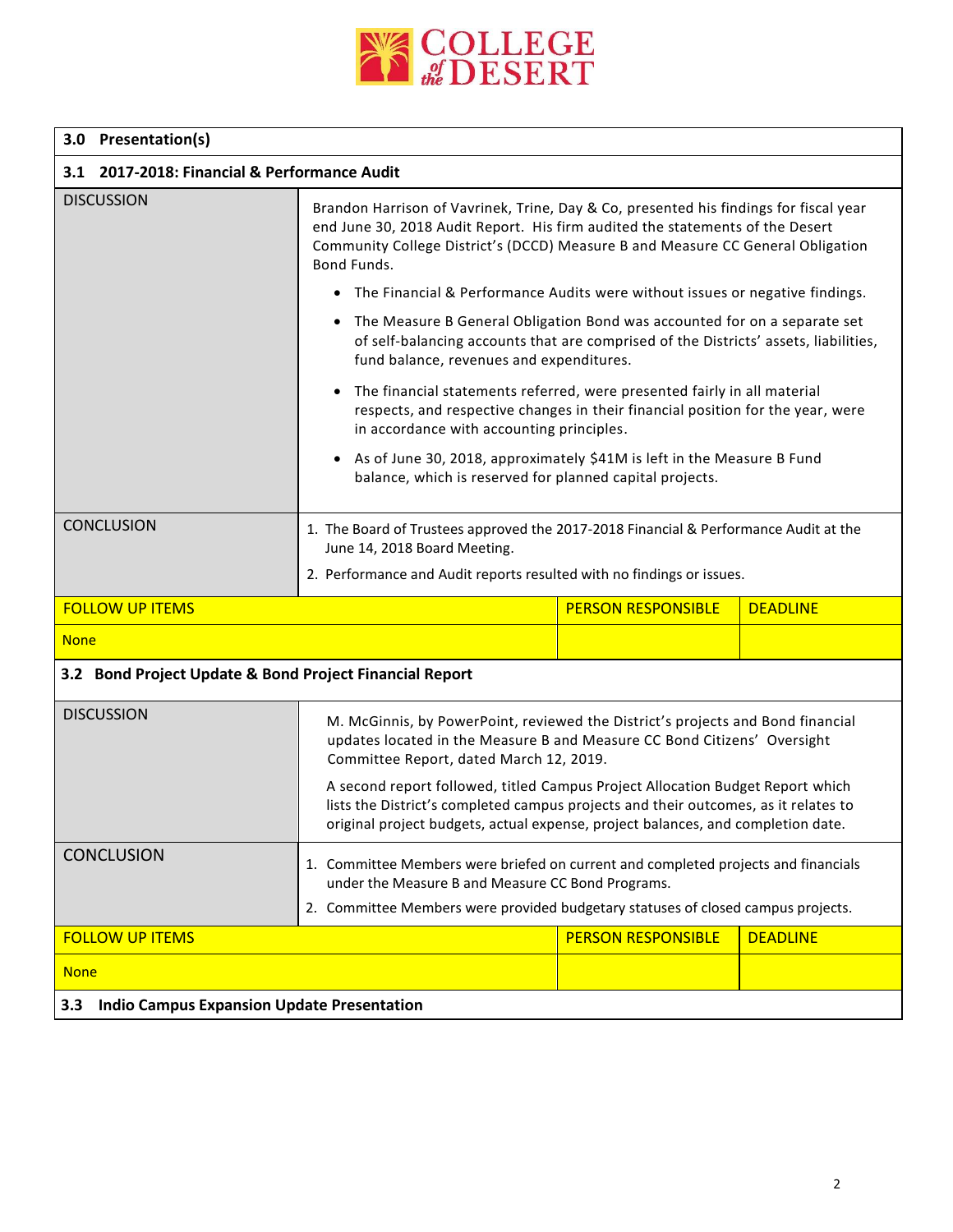## 3.0 Presentation(s)

### 3.1 2017-2018: Financial & Performance Audit

**DISCUSSION**

Brandon Harrison of Vavrinek, Trine, Day & Co, presented his findings for fiscal year end June 30, 2018 Audit Report. His firm audited the statements of the Desert Community College District's (DCCD) Measure B and Measure CC General Obligation Bond Funds.

- The Financial & Performance Audits were without issues or negative findings.
- The Measure B General Obligation Bond was accounted for on a separate set of self-balancing accounts that are comprised of the Districts' assets, liabilities, fund balance, revenues and expenditures.
- The financial statements referred, were presented fairly in all material respects, and respective changes in their financial position for the year, were in accordance with accounting principles.
- As of June 30, 2018, approximately $41M is left in the Measure B Fund balance, which is reserved for planned capital projects.

**CONCLUSION**

1. The Board of Trustees approved the 2017-2018 Financial & Performance Audit at the June 14, 2018 Board Meeting.
2. Performance and Audit reports resulted with no findings or issues.

| FOLLOW UP ITEMS | PERSON RESPONSIBLE | DEADLINE |
|---|---|---|
| None | | |

### 3.2 Bond Project Update & Bond Project Financial Report

**DISCUSSION**

M. McGinnis, by PowerPoint, reviewed the District's projects and Bond financial updates located in the Measure B and Measure CC Bond Citizens' Oversight Committee Report, dated March 12, 2019.

A second report followed, titled Campus Project Allocation Budget Report which lists the District's completed campus projects and their outcomes, as it relates to original project budgets, actual expense, project balances, and completion date.

**CONCLUSION**

1. Committee Members were briefed on current and completed projects and financials under the Measure B and Measure CC Bond Programs.
2. Committee Members were provided budgetary statuses of closed campus projects.

| FOLLOW UP ITEMS | PERSON RESPONSIBLE | DEADLINE |
|---|---|---|
| None | | |

### 3.3 Indio Campus Expansion Update Presentation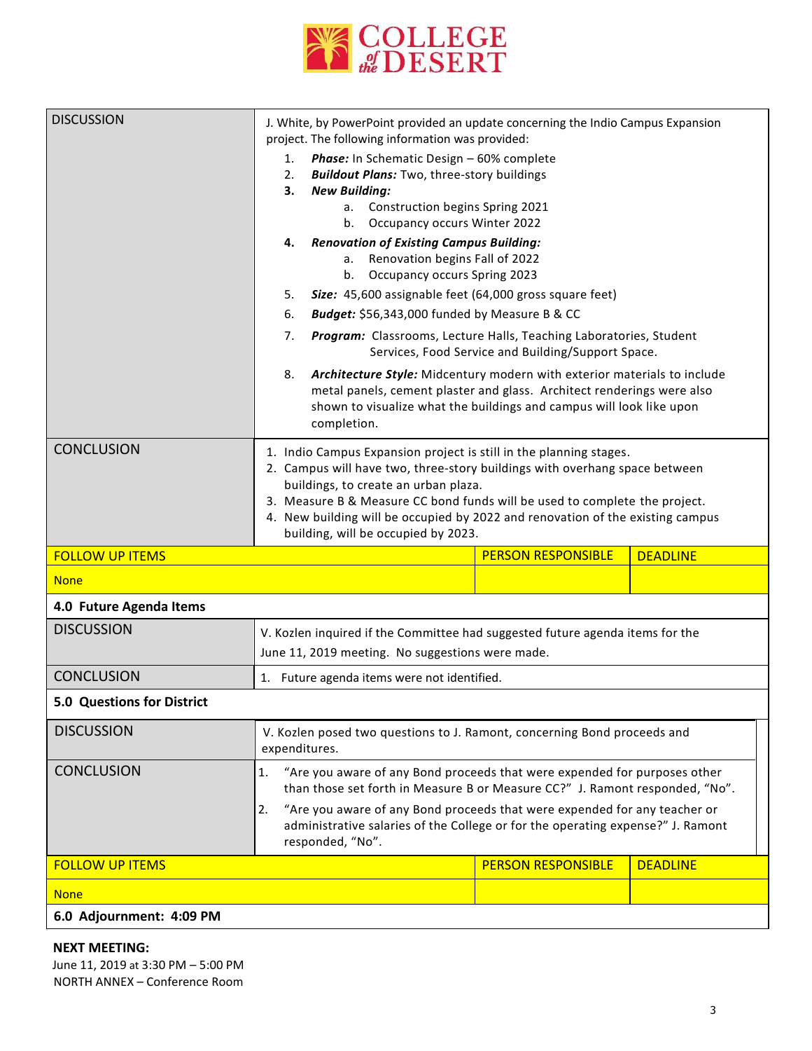| | | | |
|---|---|---|---|
| DISCUSSION | J. White, by PowerPoint provided an update concerning the Indio Campus Expansion project. The following information was provided:<br>1. ***Phase:*** In Schematic Design – 60% complete<br>2. ***Buildout Plans:*** Two, three-story buildings<br>3. ***New Building:***<br>a. Construction begins Spring 2021<br>b. Occupancy occurs Winter 2022<br>4. ***Renovation of Existing Campus Building:***<br>a. Renovation begins Fall of 2022<br>b. Occupancy occurs Spring 2023<br>5. ***Size:*** 45,600 assignable feet (64,000 gross square feet)<br>6. ***Budget:*** $56,343,000 funded by Measure B & CC<br>7. ***Program:*** Classrooms, Lecture Halls, Teaching Laboratories, Student Services, Food Service and Building/Support Space.<br>8. ***Architecture Style:*** Midcentury modern with exterior materials to include metal panels, cement plaster and glass. Architect renderings were also shown to visualize what the buildings and campus will look like upon completion. | | |
| CONCLUSION | 1. Indio Campus Expansion project is still in the planning stages.<br>2. Campus will have two, three-story buildings with overhang space between buildings, to create an urban plaza.<br>3. Measure B & Measure CC bond funds will be used to complete the project.<br>4. New building will be occupied by 2022 and renovation of the existing campus building, will be occupied by 2023. | | |
| FOLLOW UP ITEMS | | PERSON RESPONSIBLE | DEADLINE |
| None | | | |
| **4.0 Future Agenda Items** | | | |
| DISCUSSION | V. Kozlen inquired if the Committee had suggested future agenda items for the June 11, 2019 meeting. No suggestions were made. | | |
| CONCLUSION | 1. Future agenda items were not identified. | | |
| **5.0 Questions for District** | | | |
| DISCUSSION | V. Kozlen posed two questions to J. Ramont, concerning Bond proceeds and expenditures. | | |
| CONCLUSION | 1. "Are you aware of any Bond proceeds that were expended for purposes other than those set forth in Measure B or Measure CC?" J. Ramont responded, "No".<br>2. "Are you aware of any Bond proceeds that were expended for any teacher or administrative salaries of the College or for the operating expense?" J. Ramont responded, "No". | | |
| FOLLOW UP ITEMS | | PERSON RESPONSIBLE | DEADLINE |
| None | | | |
| **6.0 Adjournment: 4:09 PM** | | | |

**NEXT MEETING:**
June 11, 2019 at 3:30 PM – 5:00 PM
NORTH ANNEX – Conference Room